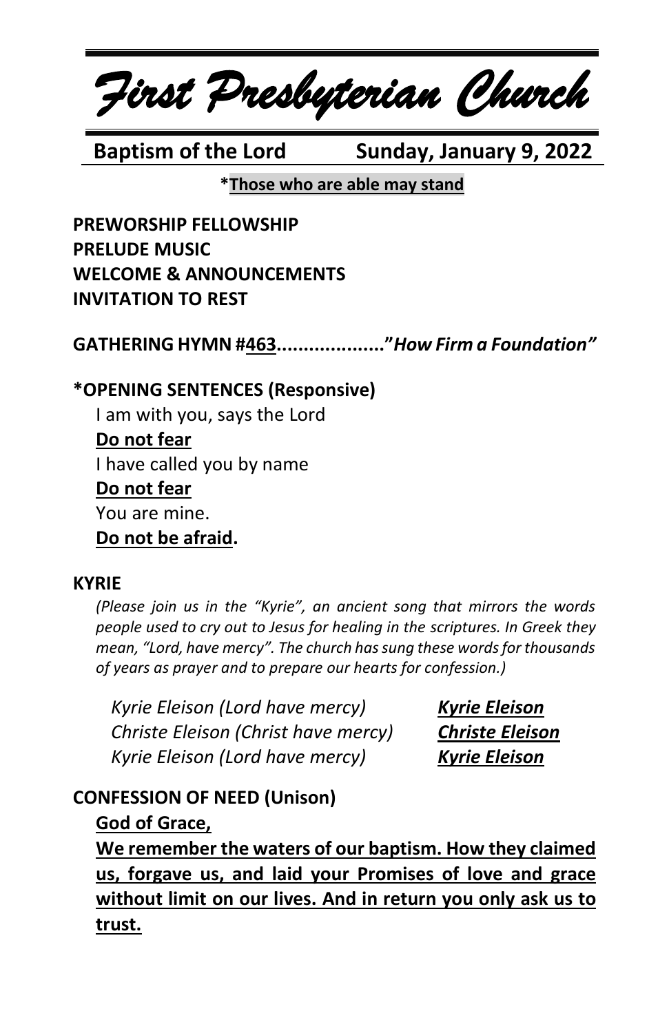# *First Presbyterian Church*

**Baptism of the Lord** **Sunday, January 9, 2022**

***Those who are able may stand**

**PREWORSHIP FELLOWSHIP**
**PRELUDE MUSIC**
**WELCOME & ANNOUNCEMENTS**
**INVITATION TO REST**

**GATHERING HYMN #463...................."*How Firm a Foundation"***

***OPENING SENTENCES (Responsive)**

I am with you, says the Lord
**Do not fear**
I have called you by name
**Do not fear**
You are mine.
**Do not be afraid.**

**KYRIE**

*(Please join us in the "Kyrie", an ancient song that mirrors the words people used to cry out to Jesus for healing in the scriptures. In Greek they mean, "Lord, have mercy". The church has sung these words for thousands of years as prayer and to prepare our hearts for confession.)*

*Kyrie Eleison (Lord have mercy)* ***Kyrie Eleison***
*Christe Eleison (Christ have mercy)* ***Christe Eleison***
*Kyrie Eleison (Lord have mercy)* ***Kyrie Eleison***

**CONFESSION OF NEED (Unison)**

**God of Grace,**

**We remember the waters of our baptism. How they claimed us, forgave us, and laid your Promises of love and grace without limit on our lives. And in return you only ask us to trust.**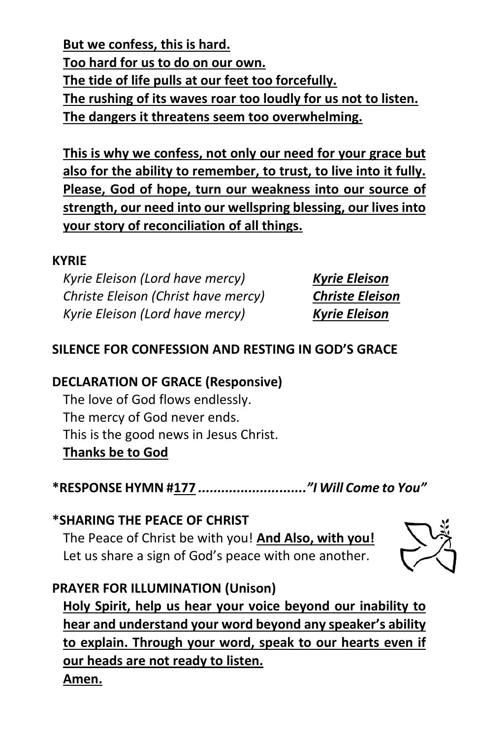**But we confess, this is hard.**
**Too hard for us to do on our own.**
**The tide of life pulls at our feet too forcefully.**
**The rushing of its waves roar too loudly for us not to listen.**
**The dangers it threatens seem too overwhelming.**

**This is why we confess, not only our need for your grace but also for the ability to remember, to trust, to live into it fully. Please, God of hope, turn our weakness into our source of strength, our need into our wellspring blessing, our lives into your story of reconciliation of all things.**

**KYRIE**

*Kyrie Eleison (Lord have mercy)* ***Kyrie Eleison***
*Christe Eleison (Christ have mercy)* ***Christe Eleison***
*Kyrie Eleison (Lord have mercy)* ***Kyrie Eleison***

**SILENCE FOR CONFESSION AND RESTING IN GOD'S GRACE**

**DECLARATION OF GRACE (Responsive)**

The love of God flows endlessly.
The mercy of God never ends.
This is the good news in Jesus Christ.
**Thanks be to God**

**\*RESPONSE HYMN #177** ***............................"I Will Come to You"***

**\*SHARING THE PEACE OF CHRIST**

The Peace of Christ be with you! **And Also, with you!**
Let us share a sign of God's peace with one another.

**PRAYER FOR ILLUMINATION (Unison)**

**Holy Spirit, help us hear your voice beyond our inability to hear and understand your word beyond any speaker's ability to explain. Through your word, speak to our hearts even if our heads are not ready to listen.**
**Amen.**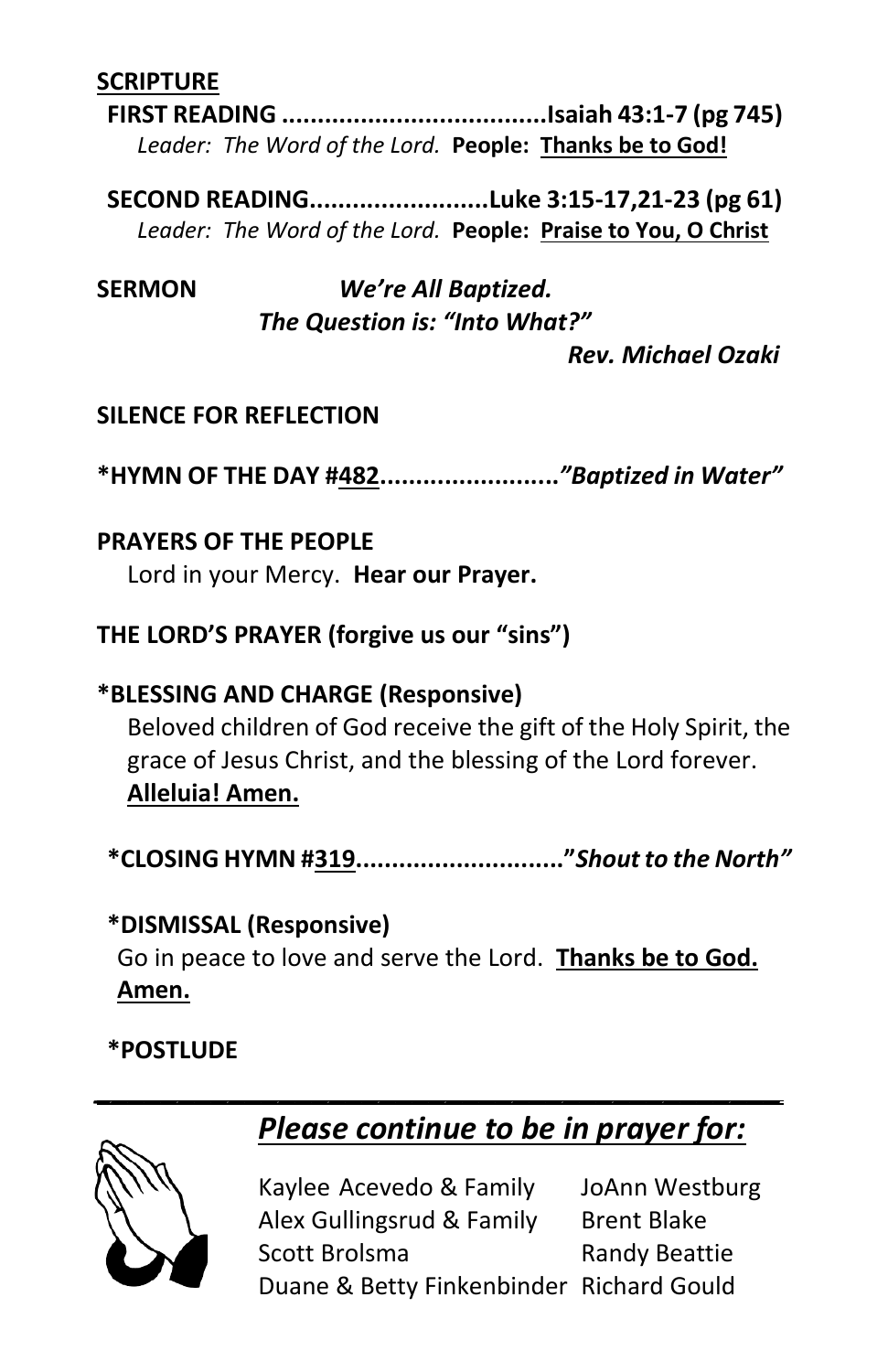**SCRIPTURE**

**FIRST READING ....................................Isaiah 43:1-7 (pg 745)**

*Leader: The Word of the Lord.* **People: <u>Thanks be to God!</u>**

**SECOND READING.........................Luke 3:15-17,21-23 (pg 61)**

*Leader: The Word of the Lord.* **People: <u>Praise to You, O Christ</u>**

**SERMON** ***We're All Baptized. The Question is: "Into What?"***

***Rev. Michael Ozaki***

**SILENCE FOR REFLECTION**

**\*HYMN OF THE DAY #<u>482</u>.........................*"Baptized in Water"***

**PRAYERS OF THE PEOPLE**

Lord in your Mercy. **Hear our Prayer.**

**THE LORD'S PRAYER (forgive us our "sins")**

**\*BLESSING AND CHARGE (Responsive)**

Beloved children of God receive the gift of the Holy Spirit, the grace of Jesus Christ, and the blessing of the Lord forever. **<u>Alleluia! Amen.</u>**

**\*CLOSING HYMN #<u>319</u>............................*"Shout to the North"***

**\*DISMISSAL (Responsive)**

Go in peace to love and serve the Lord. **<u>Thanks be to God. Amen.</u>**

**\*POSTLUDE**

---

## ***<u>Please continue to be in prayer for:</u>***

Kaylee Acevedo & Family
Alex Gullingsrud & Family
Scott Brolsma
Duane & Betty Finkenbinder
JoAnn Westburg
Brent Blake
Randy Beattie
Richard Gould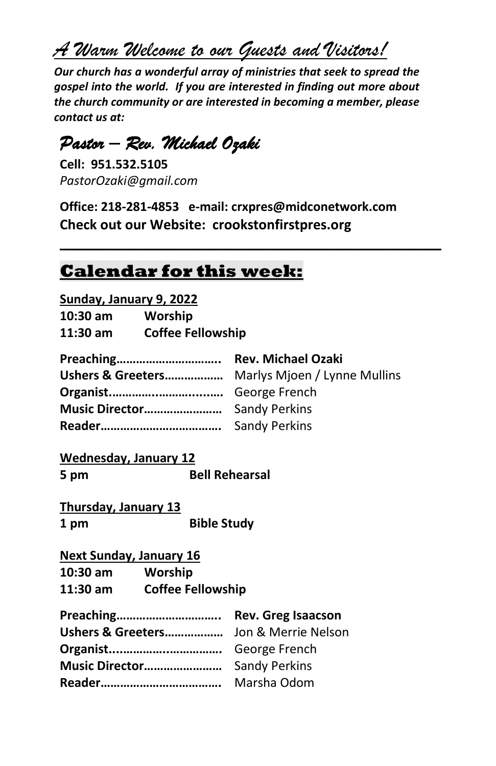# *A Warm Welcome to our Guests and Visitors!*

***Our church has a wonderful array of ministries that seek to spread the gospel into the world. If you are interested in finding out more about the church community or are interested in becoming a member, please contact us at:***

## *Pastor – Rev. Michael Ozaki*

**Cell: 951.532.5105**
*PastorOzaki@gmail.com*

**Office: 218-281-4853 e-mail: crxpres@midconetwork.com**
**Check out our Website: crookstonfirstpres.org**

---

## Calendar for this week:

**Sunday, January 9, 2022**

**10:30 am** **Worship**
**11:30 am** **Coffee Fellowship**

**Preaching…………………………. Rev. Michael Ozaki**
**Ushers & Greeters………………** Marlys Mjoen / Lynne Mullins
**Organist.…………….…………...….** George French
**Music Director……………………** Sandy Perkins
**Reader……………………………….** Sandy Perkins

**Wednesday, January 12**

**5 pm** **Bell Rehearsal**

**Thursday, January 13**

**1 pm** **Bible Study**

**Next Sunday, January 16**

**10:30 am** **Worship**
**11:30 am** **Coffee Fellowship**

**Preaching…………………………. Rev. Greg Isaacson**
**Ushers & Greeters………………** Jon & Merrie Nelson
**Organist.......…………...………….** George French
**Music Director……………………** Sandy Perkins
**Reader……………………………….** Marsha Odom